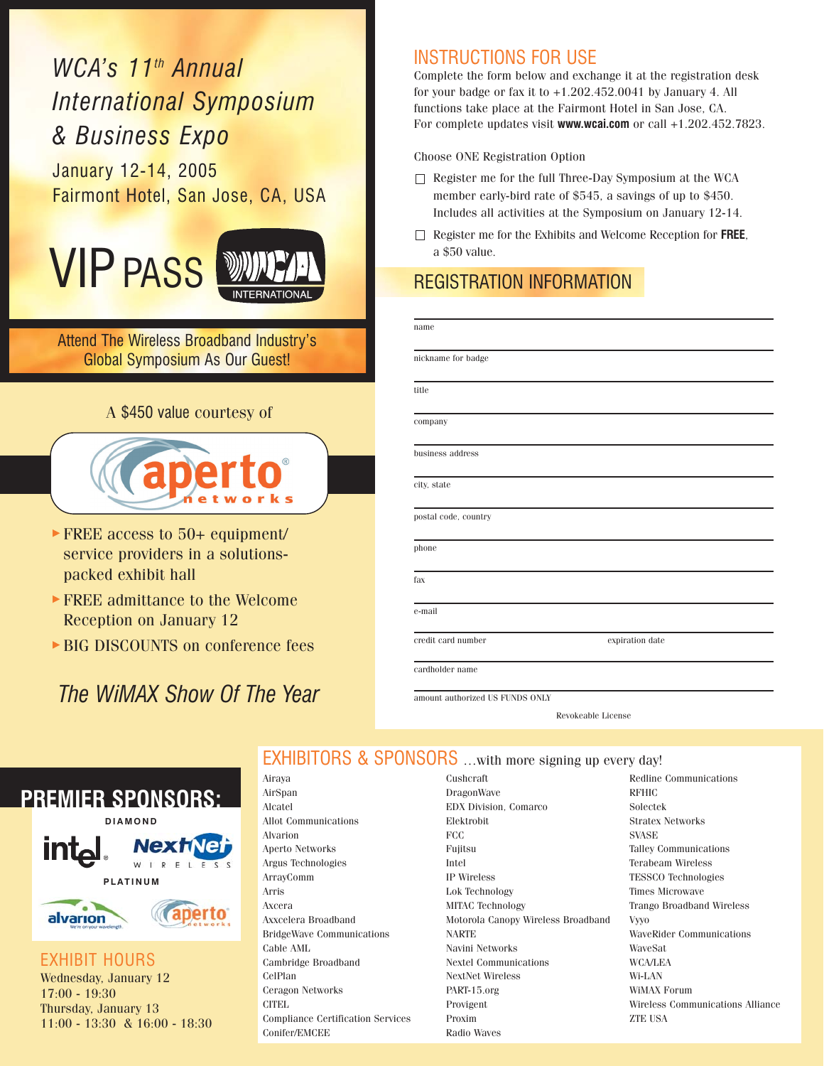# WCA's 11th Annual International Symposium & Business Expo

January 12-14, 2005
Fairmont Hotel, San Jose, CA, USA

## VIP PASS

WCA INTERNATIONAL

Attend The Wireless Broadband Industry's Global Symposium As Our Guest!

A $450 value courtesy of

aperto networks

- FREE access to 50+ equipment/ service providers in a solutions-packed exhibit hall
- FREE admittance to the Welcome Reception on January 12
- BIG DISCOUNTS on conference fees

*The WiMAX Show Of The Year*

## INSTRUCTIONS FOR USE

Complete the form below and exchange it at the registration desk for your badge or fax it to +1.202.452.0041 by January 4. All functions take place at the Fairmont Hotel in San Jose, CA.
For complete updates visit **www.wcai.com** or call +1.202.452.7823.

Choose ONE Registration Option

- ☐ Register me for the full Three-Day Symposium at the WCA member early-bird rate of $545, a savings of up to $450. Includes all activities at the Symposium on January 12-14.
- ☐ Register me for the Exhibits and Welcome Reception for **FREE**, a $50 value.

## REGISTRATION INFORMATION

name

nickname for badge

title

company

business address

city, state

postal code, country

phone

fax

e-mail

credit card number　　　　expiration date

cardholder name

amount authorized US FUNDS ONLY

Revokeable License

## PREMIER SPONSORS:

DIAMOND

Intel, NextNet Wireless

PLATINUM

Alvarion, Aperto Networks

## EXHIBIT HOURS

Wednesday, January 12
17:00 - 19:30
Thursday, January 13
11:00 - 13:30 & 16:00 - 18:30

## EXHIBITORS & SPONSORS …with more signing up every day!

Airaya
AirSpan
Alcatel
Allot Communications
Alvarion
Aperto Networks
Argus Technologies
ArrayComm
Arris
Axcera
Axxcelera Broadband
BridgeWave Communications
Cable AML
Cambridge Broadband
CelPlan
Ceragon Networks
CITEL
Compliance Certification Services
Conifer/EMCEE
Cushcraft
DragonWave
EDX Division, Comarco
Elektrobit
FCC
Fujitsu
Intel
IP Wireless
Lok Technology
MITAC Technology
Motorola Canopy Wireless Broadband
NARTE
Navini Networks
Nextel Communications
NextNet Wireless
PART-15.org
Provigent
Proxim
Radio Waves
Redline Communications
RFHIC
Solectek
Stratex Networks
SVASE
Talley Communications
Terabeam Wireless
TESSCO Technologies
Times Microwave
Trango Broadband Wireless
Vyyo
WaveRider Communications
WaveSat
WCA/LEA
Wi-LAN
WiMAX Forum
Wireless Communications Alliance
ZTE USA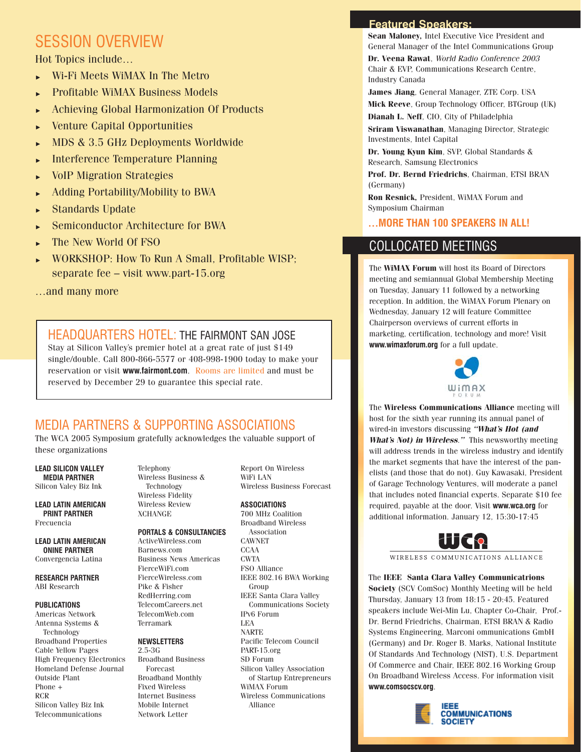## SESSION OVERVIEW

Hot Topics include…

- Wi-Fi Meets WiMAX In The Metro
- Profitable WiMAX Business Models
- Achieving Global Harmonization Of Products
- Venture Capital Opportunities
- MDS & 3.5 GHz Deployments Worldwide
- Interference Temperature Planning
- VoIP Migration Strategies
- Adding Portability/Mobility to BWA
- Standards Update
- Semiconductor Architecture for BWA
- The New World Of FSO
- WORKSHOP: How To Run A Small, Profitable WISP; separate fee – visit www.part-15.org

…and many more

### HEADQUARTERS HOTEL: THE FAIRMONT SAN JOSE

Stay at Silicon Valley's premier hotel at a great rate of just $149 single/double. Call 800-866-5577 or 408-998-1900 today to make your reservation or visit **www.fairmont.com**. Rooms are limited and must be reserved by December 29 to guarantee this special rate.

## MEDIA PARTNERS & SUPPORTING ASSOCIATIONS

The WCA 2005 Symposium gratefully acknowledges the valuable support of these organizations

**LEAD SILICON VALLEY MEDIA PARTNER**
Silicon Valey Biz Ink

**LEAD LATIN AMERICAN PRINT PARTNER**
Frecuencia

**LEAD LATIN AMERICAN ONINE PARTNER**
Convergencia Latina

**RESEARCH PARTNER**
ABI Research

**PUBLICATIONS**
Americas Network
Antenna Systems & Technology
Broadband Properties
Cable Yellow Pages
High Frequency Electronics
Homeland Defense Journal
Outside Plant
Phone +
RCR
Silicon Valley Biz Ink
Telecommunications
Telephony
Wireless Business & Technology
Wireless Fidelity
Wireless Review
XCHANGE

**PORTALS & CONSULTANCIES**
ActiveWireless.com
Barnews.com
Business News Americas
FierceWiFi.com
FierceWireless.com
Pike & Fisher
RedHerring.com
TelecomCareers.net
TelecomWeb.com
Terramark

**NEWSLETTERS**
2.5-3G
Broadband Business Forecast
Broadband Monthly
Fixed Wireless
Internet Business
Mobile Internet
Network Letter
Report On Wireless
WiFi LAN
Wireless Business Forecast

**ASSOCIATIONS**
700 MHz Coalition
Broadband Wireless Association
CAWNET
CCAA
CWTA
FSO Alliance
IEEE 802.16 BWA Working Group
IEEE Santa Clara Valley Communications Society
IPv6 Forum
LEA
NARTE
Pacific Telecom Council
PART-15.org
SD Forum
Silicon Valley Association of Startup Entrepreneurs
WiMAX Forum
Wireless Communications Alliance

### Featured Speakers:

**Sean Maloney,** Intel Executive Vice President and General Manager of the Intel Communications Group

**Dr. Veena Rawat**, *World Radio Conference 2003* Chair & EVP, Communications Research Centre, Industry Canada

**James Jiang**, General Manager, ZTE Corp. USA

**Mick Reeve**, Group Technology Officer, BTGroup (UK)

**Dianah L. Neff**, CIO, City of Philadelphia

**Sriram Viswanathan**, Managing Director, Strategic Investments, Intel Capital

**Dr. Young Kyun Kim**, SVP, Global Standards & Research, Samsung Electronics

**Prof. Dr. Bernd Friedrichs**, Chairman, ETSI BRAN (Germany)

**Ron Resnick,** President, WiMAX Forum and Symposium Chairman

**…MORE THAN 100 SPEAKERS IN ALL!**

## COLLOCATED MEETINGS

The **WiMAX Forum** will host its Board of Directors meeting and semiannual Global Membership Meeting on Tuesday, January 11 followed by a networking reception. In addition, the WiMAX Forum Plenary on Wednesday, January 12 will feature Committee Chairperson overviews of current efforts in marketing, certification, technology and more! Visit **www.wimaxforum.org** for a full update.

WiMAX FORUM

The **Wireless Communications Alliance** meeting will host for the sixth year running its annual panel of wired-in investors discussing ***"What's Hot (and What's Not) in Wireless."*** This newsworthy meeting will address trends in the wireless industry and identify the market segments that have the interest of the panelists (and those that do not). Guy Kawasaki, President of Garage Technology Ventures, will moderate a panel that includes noted financial experts. Separate $10 fee required, payable at the door. Visit **www.wca.org** for additional information. January 12, 15:30-17:45

WCA
WIRELESS COMMUNICATIONS ALLIANCE

The **IEEE Santa Clara Valley Communicatrions Society** (SCV ComSoc) Monthly Meeting will be held Thursday, January 13 from 18:15 - 20:45. Featured speakers include Wei-Min Lu, Chapter Co-Chair, Prof.-Dr. Bernd Friedrichs, Chairman, ETSI BRAN & Radio Systems Engineering, Marconi ommunications GmbH (Germany) and Dr. Roger B. Marks, National Institute Of Standards And Technology (NIST), U.S. Department Of Commerce and Chair, IEEE 802.16 Working Group On Broadband Wireless Access. For information visit **www.comsocscv.org**.

IEEE COMMUNICATIONS SOCIETY